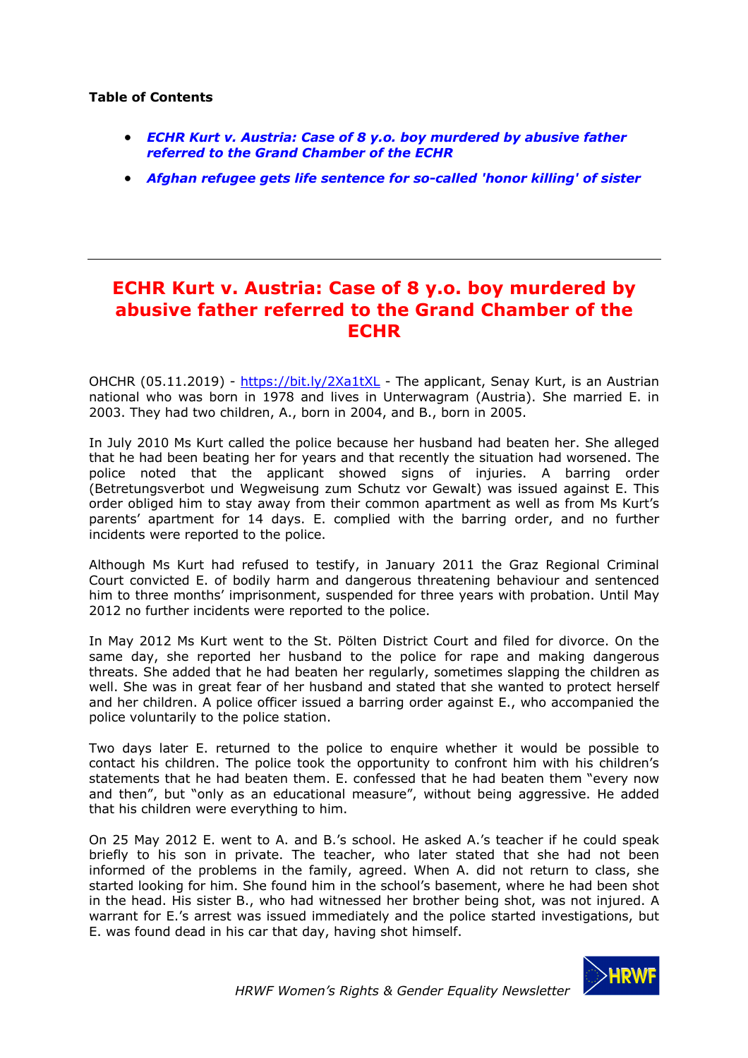**Table of Contents**

- ***ECHR Kurt v. Austria: Case of 8 y.o. boy murdered by abusive father referred to the Grand Chamber of the ECHR***
- ***Afghan refugee gets life sentence for so-called 'honor killing' of sister***

---

# ECHR Kurt v. Austria: Case of 8 y.o. boy murdered by abusive father referred to the Grand Chamber of the ECHR

OHCHR (05.11.2019) - https://bit.ly/2Xa1tXL - The applicant, Senay Kurt, is an Austrian national who was born in 1978 and lives in Unterwagram (Austria). She married E. in 2003. They had two children, A., born in 2004, and B., born in 2005.

In July 2010 Ms Kurt called the police because her husband had beaten her. She alleged that he had been beating her for years and that recently the situation had worsened. The police noted that the applicant showed signs of injuries. A barring order (Betretungsverbot und Wegweisung zum Schutz vor Gewalt) was issued against E. This order obliged him to stay away from their common apartment as well as from Ms Kurt's parents' apartment for 14 days. E. complied with the barring order, and no further incidents were reported to the police.

Although Ms Kurt had refused to testify, in January 2011 the Graz Regional Criminal Court convicted E. of bodily harm and dangerous threatening behaviour and sentenced him to three months' imprisonment, suspended for three years with probation. Until May 2012 no further incidents were reported to the police.

In May 2012 Ms Kurt went to the St. Pölten District Court and filed for divorce. On the same day, she reported her husband to the police for rape and making dangerous threats. She added that he had beaten her regularly, sometimes slapping the children as well. She was in great fear of her husband and stated that she wanted to protect herself and her children. A police officer issued a barring order against E., who accompanied the police voluntarily to the police station.

Two days later E. returned to the police to enquire whether it would be possible to contact his children. The police took the opportunity to confront him with his children's statements that he had beaten them. E. confessed that he had beaten them "every now and then", but "only as an educational measure", without being aggressive. He added that his children were everything to him.

On 25 May 2012 E. went to A. and B.'s school. He asked A.'s teacher if he could speak briefly to his son in private. The teacher, who later stated that she had not been informed of the problems in the family, agreed. When A. did not return to class, she started looking for him. She found him in the school's basement, where he had been shot in the head. His sister B., who had witnessed her brother being shot, was not injured. A warrant for E.'s arrest was issued immediately and the police started investigations, but E. was found dead in his car that day, having shot himself.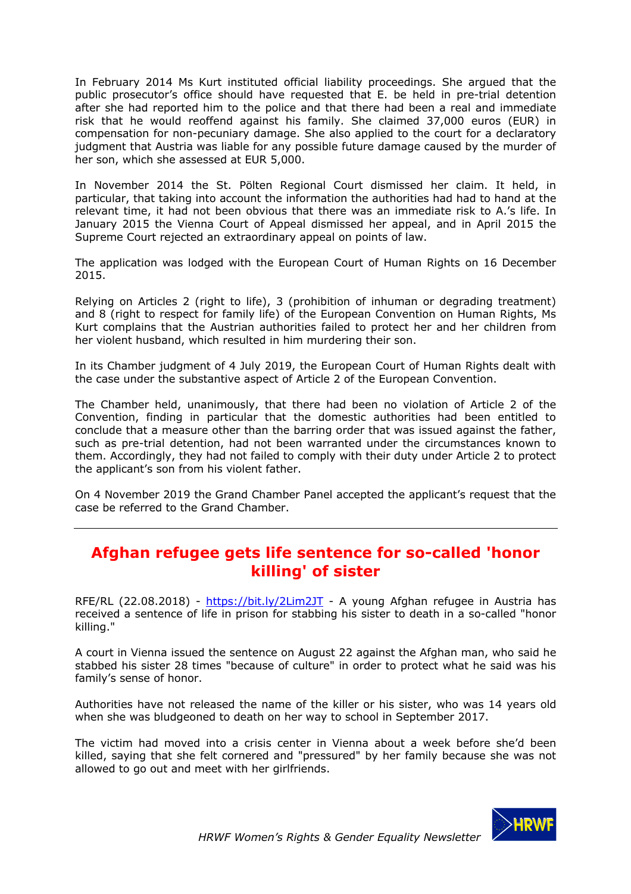In February 2014 Ms Kurt instituted official liability proceedings. She argued that the public prosecutor's office should have requested that E. be held in pre-trial detention after she had reported him to the police and that there had been a real and immediate risk that he would reoffend against his family. She claimed 37,000 euros (EUR) in compensation for non-pecuniary damage. She also applied to the court for a declaratory judgment that Austria was liable for any possible future damage caused by the murder of her son, which she assessed at EUR 5,000.

In November 2014 the St. Pölten Regional Court dismissed her claim. It held, in particular, that taking into account the information the authorities had had to hand at the relevant time, it had not been obvious that there was an immediate risk to A.'s life. In January 2015 the Vienna Court of Appeal dismissed her appeal, and in April 2015 the Supreme Court rejected an extraordinary appeal on points of law.

The application was lodged with the European Court of Human Rights on 16 December 2015.

Relying on Articles 2 (right to life), 3 (prohibition of inhuman or degrading treatment) and 8 (right to respect for family life) of the European Convention on Human Rights, Ms Kurt complains that the Austrian authorities failed to protect her and her children from her violent husband, which resulted in him murdering their son.

In its Chamber judgment of 4 July 2019, the European Court of Human Rights dealt with the case under the substantive aspect of Article 2 of the European Convention.

The Chamber held, unanimously, that there had been no violation of Article 2 of the Convention, finding in particular that the domestic authorities had been entitled to conclude that a measure other than the barring order that was issued against the father, such as pre-trial detention, had not been warranted under the circumstances known to them. Accordingly, they had not failed to comply with their duty under Article 2 to protect the applicant's son from his violent father.

On 4 November 2019 the Grand Chamber Panel accepted the applicant's request that the case be referred to the Grand Chamber.

---

## Afghan refugee gets life sentence for so-called 'honor killing' of sister

RFE/RL (22.08.2018) - https://bit.ly/2Lim2JT - A young Afghan refugee in Austria has received a sentence of life in prison for stabbing his sister to death in a so-called "honor killing."

A court in Vienna issued the sentence on August 22 against the Afghan man, who said he stabbed his sister 28 times "because of culture" in order to protect what he said was his family's sense of honor.

Authorities have not released the name of the killer or his sister, who was 14 years old when she was bludgeoned to death on her way to school in September 2017.

The victim had moved into a crisis center in Vienna about a week before she'd been killed, saying that she felt cornered and "pressured" by her family because she was not allowed to go out and meet with her girlfriends.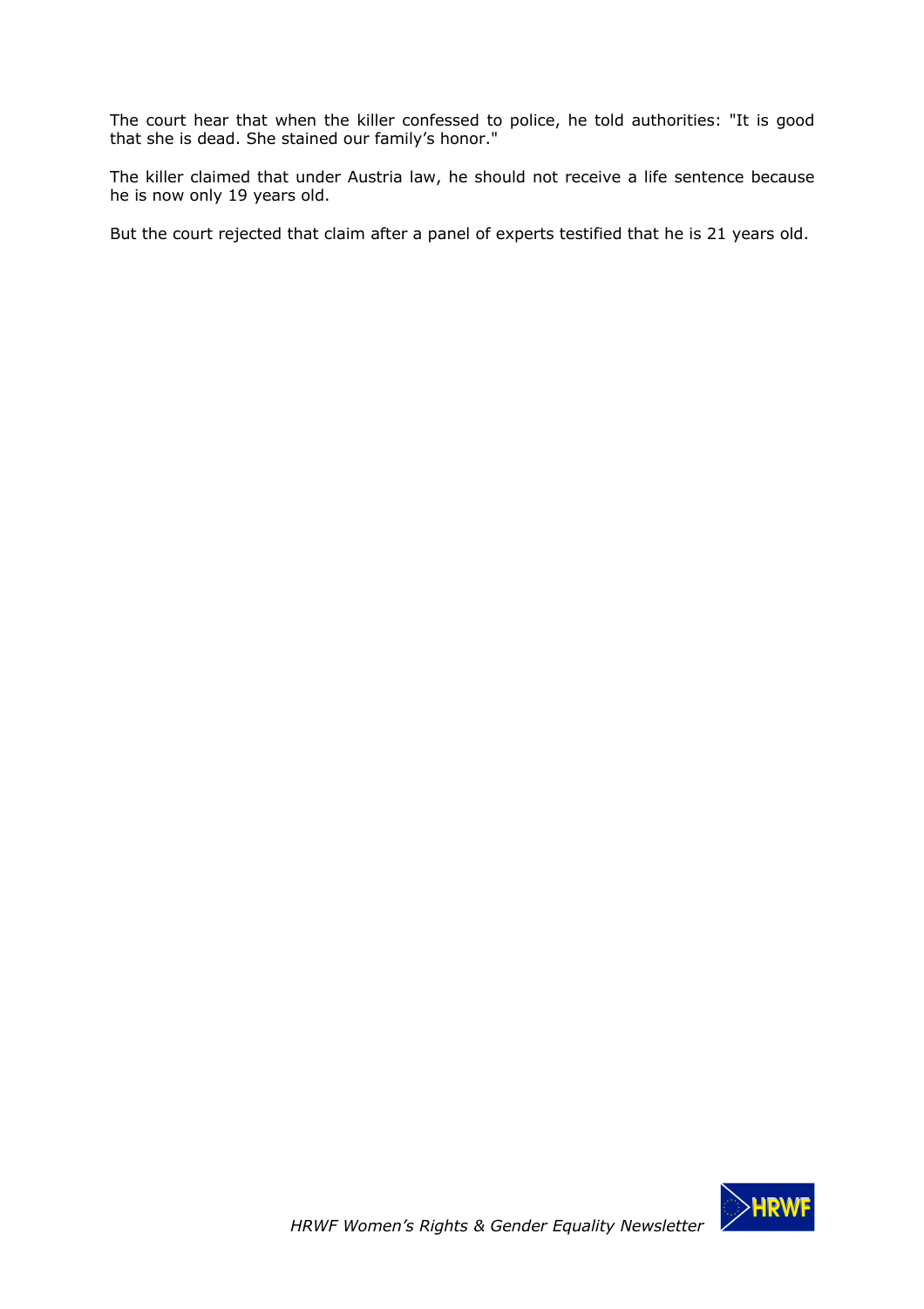The court hear that when the killer confessed to police, he told authorities: "It is good that she is dead. She stained our family's honor."

The killer claimed that under Austria law, he should not receive a life sentence because he is now only 19 years old.

But the court rejected that claim after a panel of experts testified that he is 21 years old.